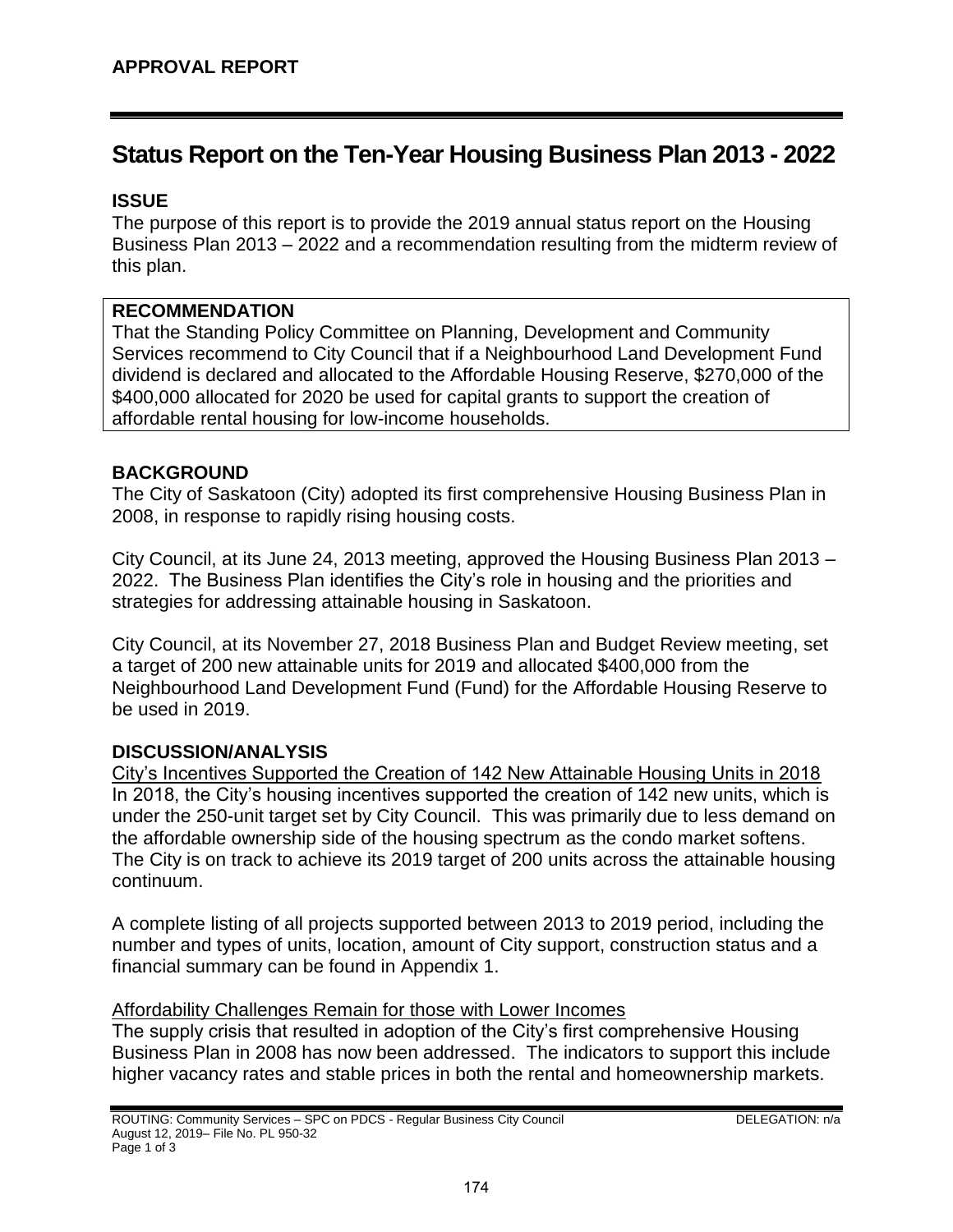**APPROVAL REPORT**

# Status Report on the Ten-Year Housing Business Plan 2013 - 2022

## ISSUE

The purpose of this report is to provide the 2019 annual status report on the Housing Business Plan 2013 – 2022 and a recommendation resulting from the midterm review of this plan.

## RECOMMENDATION

That the Standing Policy Committee on Planning, Development and Community Services recommend to City Council that if a Neighbourhood Land Development Fund dividend is declared and allocated to the Affordable Housing Reserve, $270,000 of the $400,000 allocated for 2020 be used for capital grants to support the creation of affordable rental housing for low-income households.

## BACKGROUND

The City of Saskatoon (City) adopted its first comprehensive Housing Business Plan in 2008, in response to rapidly rising housing costs.

City Council, at its June 24, 2013 meeting, approved the Housing Business Plan 2013 – 2022. The Business Plan identifies the City's role in housing and the priorities and strategies for addressing attainable housing in Saskatoon.

City Council, at its November 27, 2018 Business Plan and Budget Review meeting, set a target of 200 new attainable units for 2019 and allocated $400,000 from the Neighbourhood Land Development Fund (Fund) for the Affordable Housing Reserve to be used in 2019.

## DISCUSSION/ANALYSIS

<u>City's Incentives Supported the Creation of 142 New Attainable Housing Units in 2018</u>

In 2018, the City's housing incentives supported the creation of 142 new units, which is under the 250-unit target set by City Council. This was primarily due to less demand on the affordable ownership side of the housing spectrum as the condo market softens. The City is on track to achieve its 2019 target of 200 units across the attainable housing continuum.

A complete listing of all projects supported between 2013 to 2019 period, including the number and types of units, location, amount of City support, construction status and a financial summary can be found in Appendix 1.

<u>Affordability Challenges Remain for those with Lower Incomes</u>

The supply crisis that resulted in adoption of the City's first comprehensive Housing Business Plan in 2008 has now been addressed. The indicators to support this include higher vacancy rates and stable prices in both the rental and homeownership markets.

ROUTING: Community Services – SPC on PDCS - Regular Business City Council DELEGATION: n/a
August 12, 2019– File No. PL 950-32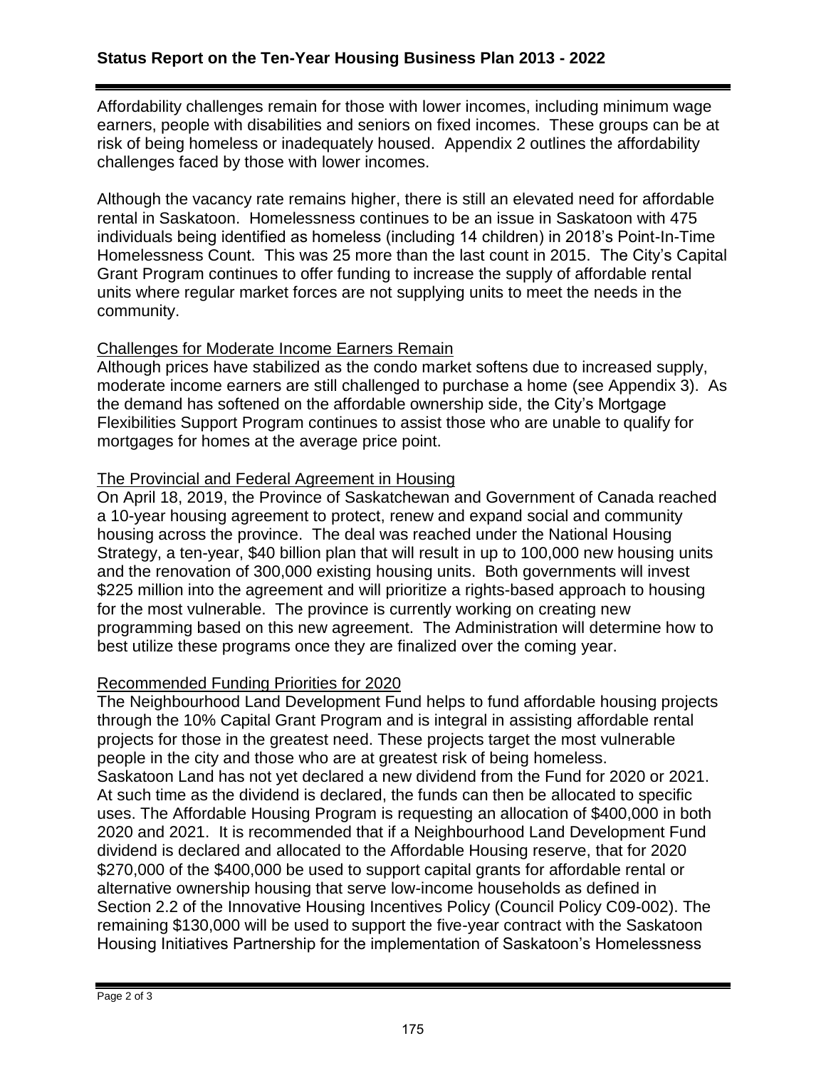Affordability challenges remain for those with lower incomes, including minimum wage earners, people with disabilities and seniors on fixed incomes. These groups can be at risk of being homeless or inadequately housed. Appendix 2 outlines the affordability challenges faced by those with lower incomes.

Although the vacancy rate remains higher, there is still an elevated need for affordable rental in Saskatoon. Homelessness continues to be an issue in Saskatoon with 475 individuals being identified as homeless (including 14 children) in 2018's Point-In-Time Homelessness Count. This was 25 more than the last count in 2015. The City's Capital Grant Program continues to offer funding to increase the supply of affordable rental units where regular market forces are not supplying units to meet the needs in the community.

Challenges for Moderate Income Earners Remain

Although prices have stabilized as the condo market softens due to increased supply, moderate income earners are still challenged to purchase a home (see Appendix 3). As the demand has softened on the affordable ownership side, the City's Mortgage Flexibilities Support Program continues to assist those who are unable to qualify for mortgages for homes at the average price point.

The Provincial and Federal Agreement in Housing

On April 18, 2019, the Province of Saskatchewan and Government of Canada reached a 10-year housing agreement to protect, renew and expand social and community housing across the province. The deal was reached under the National Housing Strategy, a ten-year, $40 billion plan that will result in up to 100,000 new housing units and the renovation of 300,000 existing housing units. Both governments will invest $225 million into the agreement and will prioritize a rights-based approach to housing for the most vulnerable. The province is currently working on creating new programming based on this new agreement. The Administration will determine how to best utilize these programs once they are finalized over the coming year.

Recommended Funding Priorities for 2020

The Neighbourhood Land Development Fund helps to fund affordable housing projects through the 10% Capital Grant Program and is integral in assisting affordable rental projects for those in the greatest need. These projects target the most vulnerable people in the city and those who are at greatest risk of being homeless.
Saskatoon Land has not yet declared a new dividend from the Fund for 2020 or 2021. At such time as the dividend is declared, the funds can then be allocated to specific uses. The Affordable Housing Program is requesting an allocation of $400,000 in both 2020 and 2021. It is recommended that if a Neighbourhood Land Development Fund dividend is declared and allocated to the Affordable Housing reserve, that for 2020 $270,000 of the $400,000 be used to support capital grants for affordable rental or alternative ownership housing that serve low-income households as defined in Section 2.2 of the Innovative Housing Incentives Policy (Council Policy C09-002). The remaining $130,000 will be used to support the five-year contract with the Saskatoon Housing Initiatives Partnership for the implementation of Saskatoon's Homelessness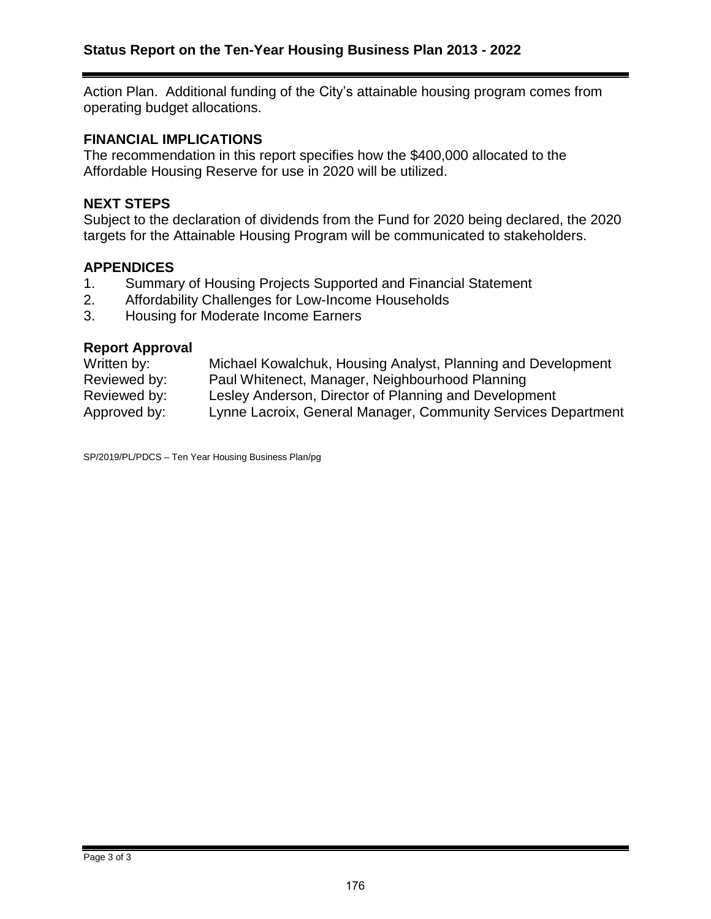Action Plan. Additional funding of the City's attainable housing program comes from operating budget allocations.

## FINANCIAL IMPLICATIONS

The recommendation in this report specifies how the $400,000 allocated to the Affordable Housing Reserve for use in 2020 will be utilized.

## NEXT STEPS

Subject to the declaration of dividends from the Fund for 2020 being declared, the 2020 targets for the Attainable Housing Program will be communicated to stakeholders.

## APPENDICES

1. Summary of Housing Projects Supported and Financial Statement
2. Affordability Challenges for Low-Income Households
3. Housing for Moderate Income Earners

## Report Approval

| | |
|---|---|
| Written by: | Michael Kowalchuk, Housing Analyst, Planning and Development |
| Reviewed by: | Paul Whitenect, Manager, Neighbourhood Planning |
| Reviewed by: | Lesley Anderson, Director of Planning and Development |
| Approved by: | Lynne Lacroix, General Manager, Community Services Department |

SP/2019/PL/PDCS – Ten Year Housing Business Plan/pg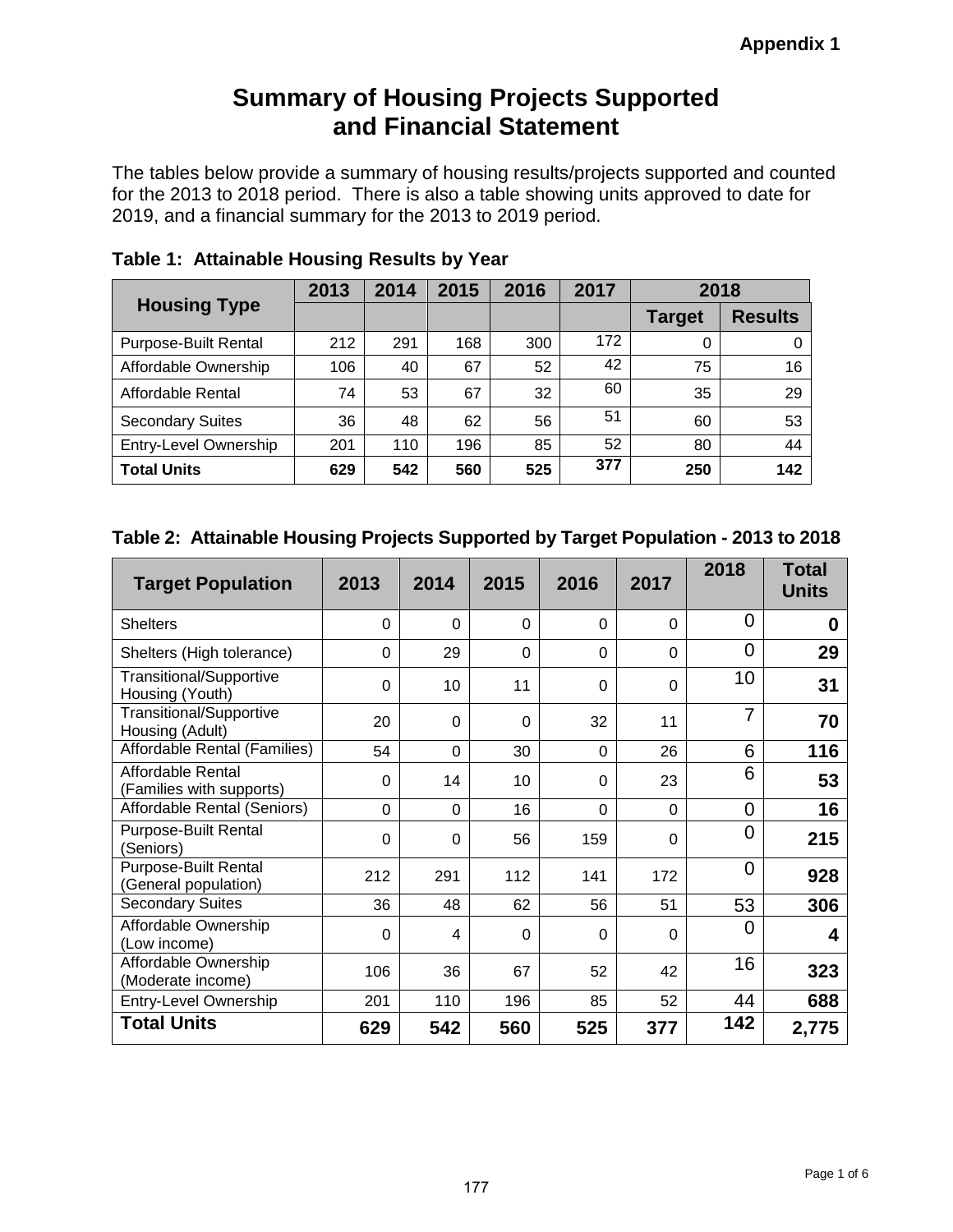Appendix 1

# Summary of Housing Projects Supported and Financial Statement

The tables below provide a summary of housing results/projects supported and counted for the 2013 to 2018 period. There is also a table showing units approved to date for 2019, and a financial summary for the 2013 to 2019 period.

### Table 1: Attainable Housing Results by Year

| Housing Type | 2013 | 2014 | 2015 | 2016 | 2017 | 2018 | |
|---|---|---|---|---|---|---|---|
| | | | | | | Target | Results |
| Purpose-Built Rental | 212 | 291 | 168 | 300 | 172 | 0 | 0 |
| Affordable Ownership | 106 | 40 | 67 | 52 | 42 | 75 | 16 |
| Affordable Rental | 74 | 53 | 67 | 32 | 60 | 35 | 29 |
| Secondary Suites | 36 | 48 | 62 | 56 | 51 | 60 | 53 |
| Entry-Level Ownership | 201 | 110 | 196 | 85 | 52 | 80 | 44 |
| **Total Units** | **629** | **542** | **560** | **525** | **377** | **250** | **142** |

### Table 2: Attainable Housing Projects Supported by Target Population - 2013 to 2018

| Target Population | 2013 | 2014 | 2015 | 2016 | 2017 | 2018 | Total Units |
|---|---|---|---|---|---|---|---|
| Shelters | 0 | 0 | 0 | 0 | 0 | 0 | **0** |
| Shelters (High tolerance) | 0 | 29 | 0 | 0 | 0 | 0 | **29** |
| Transitional/Supportive Housing (Youth) | 0 | 10 | 11 | 0 | 0 | 10 | **31** |
| Transitional/Supportive Housing (Adult) | 20 | 0 | 0 | 32 | 11 | 7 | **70** |
| Affordable Rental (Families) | 54 | 0 | 30 | 0 | 26 | 6 | **116** |
| Affordable Rental (Families with supports) | 0 | 14 | 10 | 0 | 23 | 6 | **53** |
| Affordable Rental (Seniors) | 0 | 0 | 16 | 0 | 0 | 0 | **16** |
| Purpose-Built Rental (Seniors) | 0 | 0 | 56 | 159 | 0 | 0 | **215** |
| Purpose-Built Rental (General population) | 212 | 291 | 112 | 141 | 172 | 0 | **928** |
| Secondary Suites | 36 | 48 | 62 | 56 | 51 | 53 | **306** |
| Affordable Ownership (Low income) | 0 | 4 | 0 | 0 | 0 | 0 | **4** |
| Affordable Ownership (Moderate income) | 106 | 36 | 67 | 52 | 42 | 16 | **323** |
| Entry-Level Ownership | 201 | 110 | 196 | 85 | 52 | 44 | **688** |
| **Total Units** | **629** | **542** | **560** | **525** | **377** | **142** | **2,775** |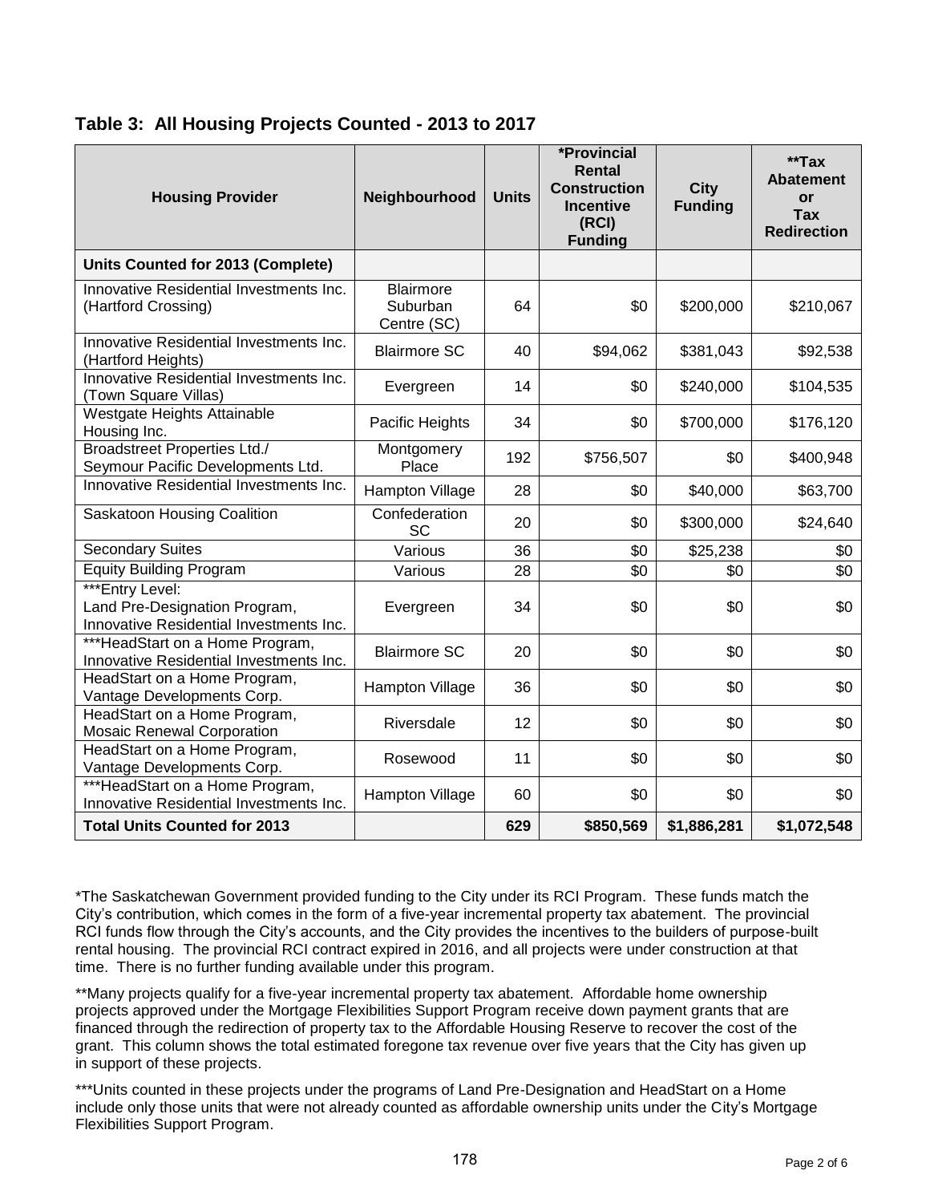## Table 3: All Housing Projects Counted - 2013 to 2017

| Housing Provider | Neighbourhood | Units | *Provincial Rental Construction Incentive (RCI) Funding | City Funding | **Tax Abatement or Tax Redirection |
|---|---|---|---|---|---|
| **Units Counted for 2013 (Complete)** | | | | | |
| Innovative Residential Investments Inc. (Hartford Crossing) | Blairmore Suburban Centre (SC) | 64 | $0 | $200,000 | $210,067 |
| Innovative Residential Investments Inc. (Hartford Heights) | Blairmore SC | 40 | $94,062 | $381,043 | $92,538 |
| Innovative Residential Investments Inc. (Town Square Villas) | Evergreen | 14 | $0 | $240,000 | $104,535 |
| Westgate Heights Attainable Housing Inc. | Pacific Heights | 34 | $0 | $700,000 | $176,120 |
| Broadstreet Properties Ltd./ Seymour Pacific Developments Ltd. | Montgomery Place | 192 | $756,507 | $0 | $400,948 |
| Innovative Residential Investments Inc. | Hampton Village | 28 | $0 | $40,000 | $63,700 |
| Saskatoon Housing Coalition | Confederation SC | 20 | $0 | $300,000 | $24,640 |
| Secondary Suites | Various | 36 | $0 | $25,238 | $0 |
| Equity Building Program | Various | 28 | $0 | $0 | $0 |
| ***Entry Level: Land Pre-Designation Program, Innovative Residential Investments Inc. | Evergreen | 34 | $0 | $0 | $0 |
| ***HeadStart on a Home Program, Innovative Residential Investments Inc. | Blairmore SC | 20 | $0 | $0 | $0 |
| HeadStart on a Home Program, Vantage Developments Corp. | Hampton Village | 36 | $0 | $0 | $0 |
| HeadStart on a Home Program, Mosaic Renewal Corporation | Riversdale | 12 | $0 | $0 | $0 |
| HeadStart on a Home Program, Vantage Developments Corp. | Rosewood | 11 | $0 | $0 | $0 |
| ***HeadStart on a Home Program, Innovative Residential Investments Inc. | Hampton Village | 60 | $0 | $0 | $0 |
| **Total Units Counted for 2013** | | **629** | **$850,569** | **$1,886,281** | **$1,072,548** |

*The Saskatchewan Government provided funding to the City under its RCI Program. These funds match the City's contribution, which comes in the form of a five-year incremental property tax abatement. The provincial RCI funds flow through the City's accounts, and the City provides the incentives to the builders of purpose-built rental housing. The provincial RCI contract expired in 2016, and all projects were under construction at that time. There is no further funding available under this program.

**Many projects qualify for a five-year incremental property tax abatement. Affordable home ownership projects approved under the Mortgage Flexibilities Support Program receive down payment grants that are financed through the redirection of property tax to the Affordable Housing Reserve to recover the cost of the grant. This column shows the total estimated foregone tax revenue over five years that the City has given up in support of these projects.

***Units counted in these projects under the programs of Land Pre-Designation and HeadStart on a Home include only those units that were not already counted as affordable ownership units under the City's Mortgage Flexibilities Support Program.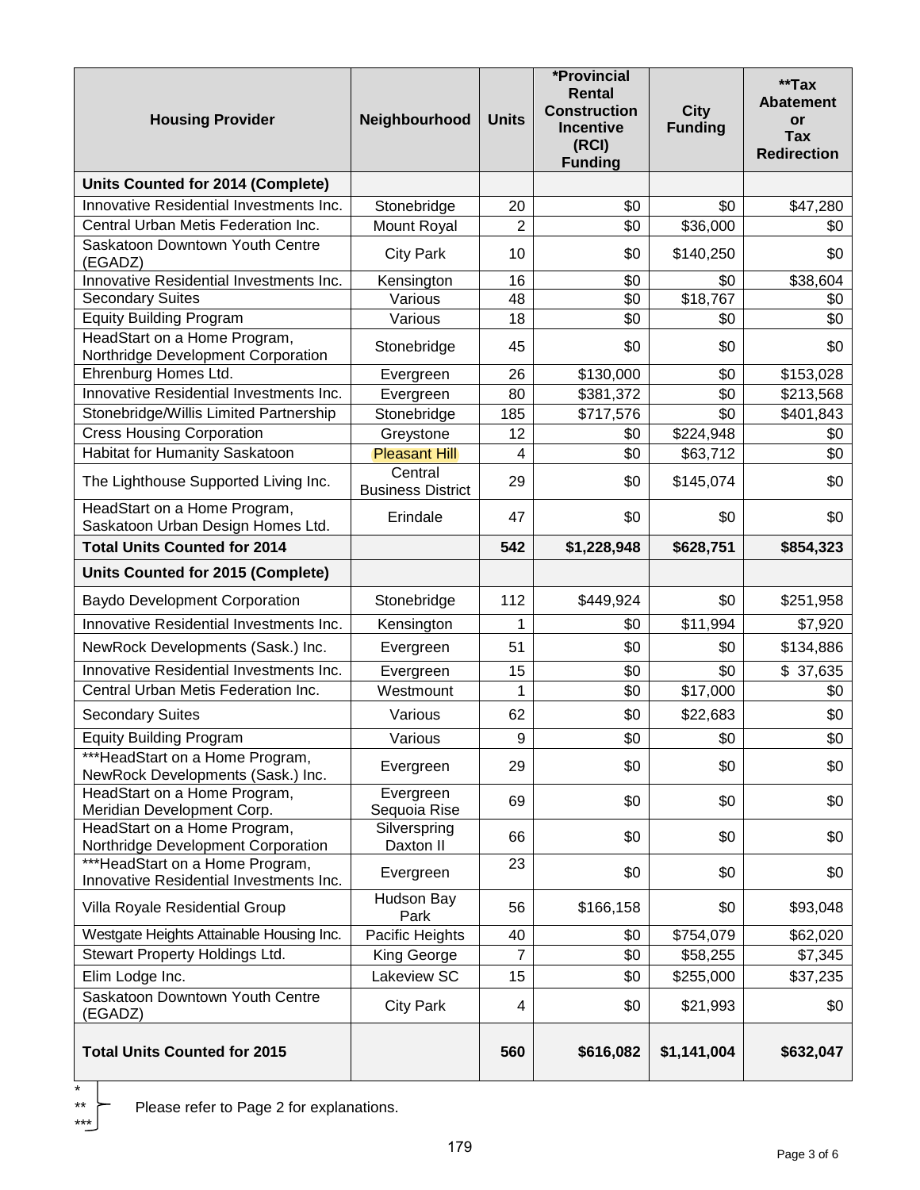| Housing Provider | Neighbourhood | Units | *Provincial Rental Construction Incentive (RCI) Funding | City Funding | **Tax Abatement or Tax Redirection |
|---|---|---|---|---|---|
| **Units Counted for 2014 (Complete)** | | | | | |
| Innovative Residential Investments Inc. | Stonebridge | 20 | $0 | $0 | $47,280 |
| Central Urban Metis Federation Inc. | Mount Royal | 2 | $0 | $36,000 | $0 |
| Saskatoon Downtown Youth Centre (EGADZ) | City Park | 10 | $0 | $140,250 | $0 |
| Innovative Residential Investments Inc. | Kensington | 16 | $0 | $0 | $38,604 |
| Secondary Suites | Various | 48 | $0 | $18,767 | $0 |
| Equity Building Program | Various | 18 | $0 | $0 | $0 |
| HeadStart on a Home Program, Northridge Development Corporation | Stonebridge | 45 | $0 | $0 | $0 |
| Ehrenburg Homes Ltd. | Evergreen | 26 | $130,000 | $0 | $153,028 |
| Innovative Residential Investments Inc. | Evergreen | 80 | $381,372 | $0 | $213,568 |
| Stonebridge/Willis Limited Partnership | Stonebridge | 185 | $717,576 | $0 | $401,843 |
| Cress Housing Corporation | Greystone | 12 | $0 | $224,948 | $0 |
| Habitat for Humanity Saskatoon | Pleasant Hill | 4 | $0 | $63,712 | $0 |
| The Lighthouse Supported Living Inc. | Central Business District | 29 | $0 | $145,074 | $0 |
| HeadStart on a Home Program, Saskatoon Urban Design Homes Ltd. | Erindale | 47 | $0 | $0 | $0 |
| **Total Units Counted for 2014** | | **542** | **$1,228,948** | **$628,751** | **$854,323** |
| **Units Counted for 2015 (Complete)** | | | | | |
| Baydo Development Corporation | Stonebridge | 112 | $449,924 | $0 | $251,958 |
| Innovative Residential Investments Inc. | Kensington | 1 | $0 | $11,994 | $7,920 |
| NewRock Developments (Sask.) Inc. | Evergreen | 51 | $0 | $0 | $134,886 |
| Innovative Residential Investments Inc. | Evergreen | 15 | $0 | $0 | $ 37,635 |
| Central Urban Metis Federation Inc. | Westmount | 1 | $0 | $17,000 | $0 |
| Secondary Suites | Various | 62 | $0 | $22,683 | $0 |
| Equity Building Program | Various | 9 | $0 | $0 | $0 |
| ***HeadStart on a Home Program, NewRock Developments (Sask.) Inc. | Evergreen | 29 | $0 | $0 | $0 |
| HeadStart on a Home Program, Meridian Development Corp. | Evergreen Sequoia Rise | 69 | $0 | $0 | $0 |
| HeadStart on a Home Program, Northridge Development Corporation | Silverspring Daxton II | 66 | $0 | $0 | $0 |
| ***HeadStart on a Home Program, Innovative Residential Investments Inc. | Evergreen | 23 | $0 | $0 | $0 |
| Villa Royale Residential Group | Hudson Bay Park | 56 | $166,158 | $0 | $93,048 |
| Westgate Heights Attainable Housing Inc. | Pacific Heights | 40 | $0 | $754,079 | $62,020 |
| Stewart Property Holdings Ltd. | King George | 7 | $0 | $58,255 | $7,345 |
| Elim Lodge Inc. | Lakeview SC | 15 | $0 | $255,000 | $37,235 |
| Saskatoon Downtown Youth Centre (EGADZ) | City Park | 4 | $0 | $21,993 | $0 |
| **Total Units Counted for 2015** | | **560** | **$616,082** | **$1,141,004** | **$632,047** |

*, **, *** Please refer to Page 2 for explanations.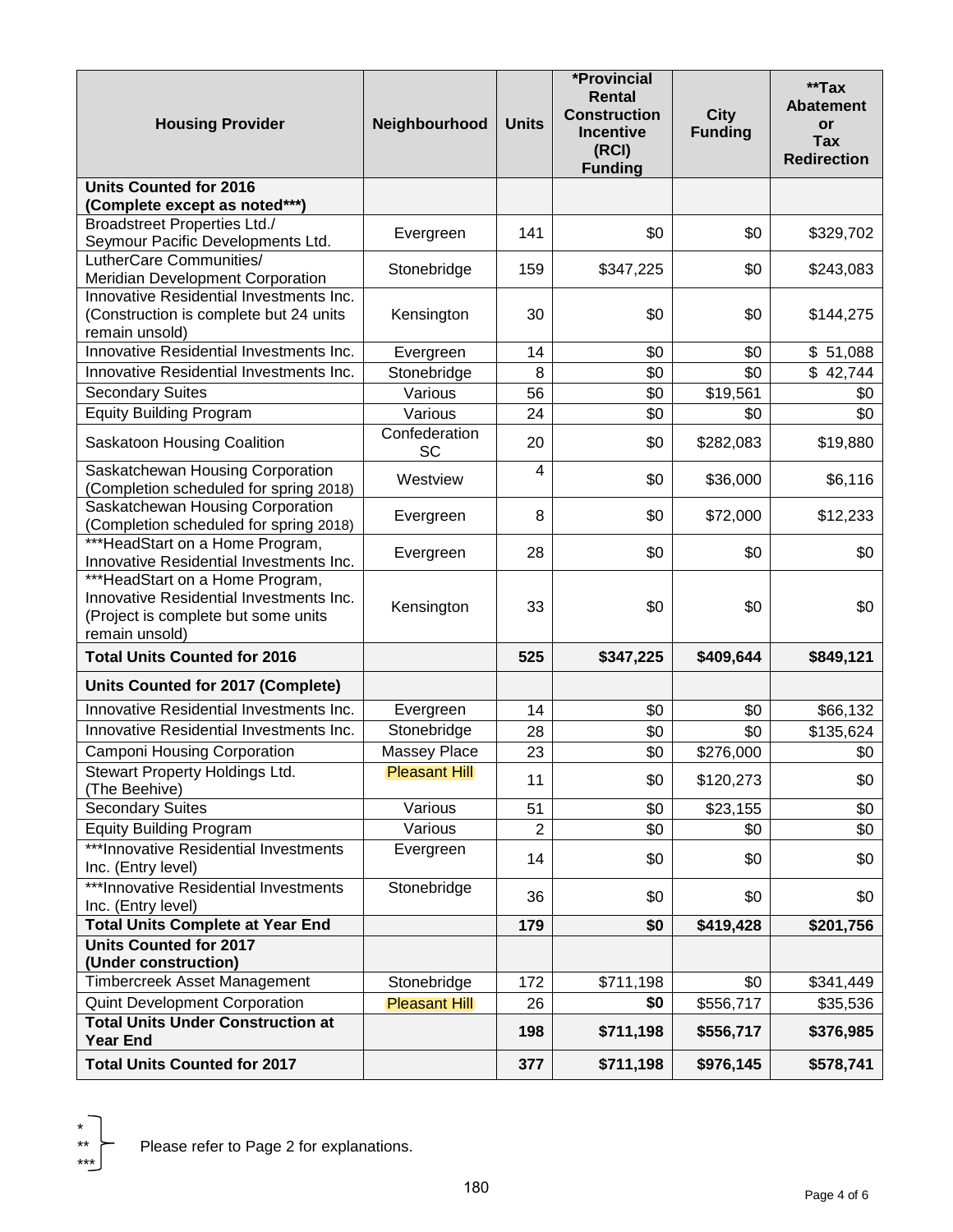| Housing Provider | Neighbourhood | Units | *Provincial Rental Construction Incentive (RCI) Funding | City Funding | **Tax Abatement or Tax Redirection |
|---|---|---|---|---|---|
| **Units Counted for 2016 (Complete except as noted***)** | | | | | |
| Broadstreet Properties Ltd./ Seymour Pacific Developments Ltd. | Evergreen | 141 | $0 | $0 | $329,702 |
| LutherCare Communities/ Meridian Development Corporation | Stonebridge | 159 | $347,225 | $0 | $243,083 |
| Innovative Residential Investments Inc. (Construction is complete but 24 units remain unsold) | Kensington | 30 | $0 | $0 | $144,275 |
| Innovative Residential Investments Inc. | Evergreen | 14 | $0 | $0 | $ 51,088 |
| Innovative Residential Investments Inc. | Stonebridge | 8 | $0 | $0 | $ 42,744 |
| Secondary Suites | Various | 56 | $0 | $19,561 | $0 |
| Equity Building Program | Various | 24 | $0 | $0 | $0 |
| Saskatoon Housing Coalition | Confederation SC | 20 | $0 | $282,083 | $19,880 |
| Saskatchewan Housing Corporation (Completion scheduled for spring 2018) | Westview | 4 | $0 | $36,000 | $6,116 |
| Saskatchewan Housing Corporation (Completion scheduled for spring 2018) | Evergreen | 8 | $0 | $72,000 | $12,233 |
| ***HeadStart on a Home Program, Innovative Residential Investments Inc. | Evergreen | 28 | $0 | $0 | $0 |
| ***HeadStart on a Home Program, Innovative Residential Investments Inc. (Project is complete but some units remain unsold) | Kensington | 33 | $0 | $0 | $0 |
| **Total Units Counted for 2016** | | **525** | **$347,225** | **$409,644** | **$849,121** |
| **Units Counted for 2017 (Complete)** | | | | | |
| Innovative Residential Investments Inc. | Evergreen | 14 | $0 | $0 | $66,132 |
| Innovative Residential Investments Inc. | Stonebridge | 28 | $0 | $0 | $135,624 |
| Camponi Housing Corporation | Massey Place | 23 | $0 | $276,000 | $0 |
| Stewart Property Holdings Ltd. (The Beehive) | Pleasant Hill | 11 | $0 | $120,273 | $0 |
| Secondary Suites | Various | 51 | $0 | $23,155 | $0 |
| Equity Building Program | Various | 2 | $0 | $0 | $0 |
| ***Innovative Residential Investments Inc. (Entry level) | Evergreen | 14 | $0 | $0 | $0 |
| ***Innovative Residential Investments Inc. (Entry level) | Stonebridge | 36 | $0 | $0 | $0 |
| **Total Units Complete at Year End** | | **179** | **$0** | **$419,428** | **$201,756** |
| **Units Counted for 2017 (Under construction)** | | | | | |
| Timbercreek Asset Management | Stonebridge | 172 | $711,198 | $0 | $341,449 |
| Quint Development Corporation | Pleasant Hill | 26 | **$0** | $556,717 | $35,536 |
| **Total Units Under Construction at Year End** | | **198** | **$711,198** | **$556,717** | **$376,985** |
| **Total Units Counted for 2017** | | **377** | **$711,198** | **$976,145** | **$578,741** |

\*, \*\*, \*\*\* Please refer to Page 2 for explanations.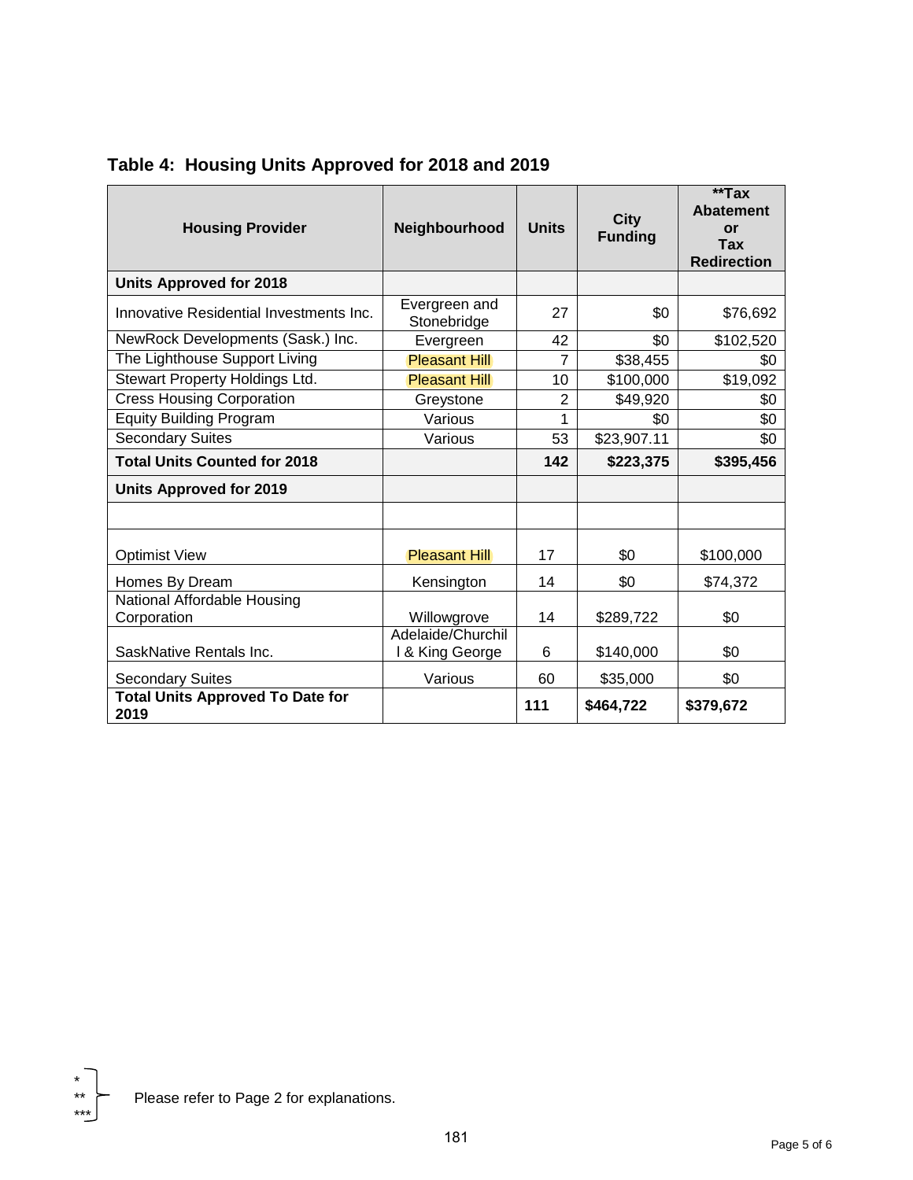## Table 4: Housing Units Approved for 2018 and 2019

| Housing Provider | Neighbourhood | Units | City Funding | **Tax Abatement or Tax Redirection |
|---|---|---|---|---|
| **Units Approved for 2018** | | | | |
| Innovative Residential Investments Inc. | Evergreen and Stonebridge | 27 | $0 | $76,692 |
| NewRock Developments (Sask.) Inc. | Evergreen | 42 | $0 | $102,520 |
| The Lighthouse Support Living | Pleasant Hill | 7 | $38,455 | $0 |
| Stewart Property Holdings Ltd. | Pleasant Hill | 10 | $100,000 | $19,092 |
| Cress Housing Corporation | Greystone | 2 | $49,920 | $0 |
| Equity Building Program | Various | 1 | $0 | $0 |
| Secondary Suites | Various | 53 | $23,907.11 | $0 |
| **Total Units Counted for 2018** | | **142** | **$223,375** | **$395,456** |
| **Units Approved for 2019** | | | | |
| | | | | |
| Optimist View | Pleasant Hill | 17 | $0 | $100,000 |
| Homes By Dream | Kensington | 14 | $0 | $74,372 |
| National Affordable Housing Corporation | Willowgrove | 14 | $289,722 | $0 |
| SaskNative Rentals Inc. | Adelaide/Churchill & King George | 6 | $140,000 | $0 |
| Secondary Suites | Various | 60 | $35,000 | $0 |
| **Total Units Approved To Date for 2019** | | **111** | **$464,722** | **$379,672** |

\* / ** / *** Please refer to Page 2 for explanations.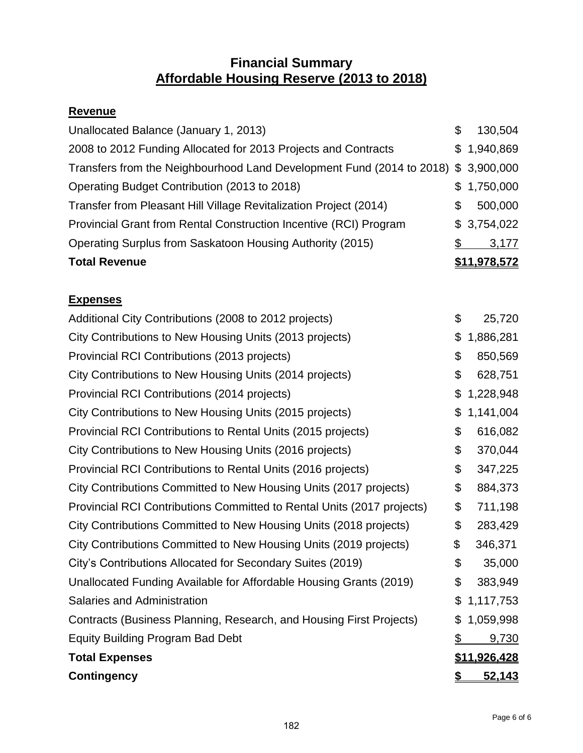## Financial Summary
## Affordable Housing Reserve (2013 to 2018)

**Revenue**

| | |
|---|---|
| Unallocated Balance (January 1, 2013) | $ 130,504 |
| 2008 to 2012 Funding Allocated for 2013 Projects and Contracts | $ 1,940,869 |
| Transfers from the Neighbourhood Land Development Fund (2014 to 2018) | $ 3,900,000 |
| Operating Budget Contribution (2013 to 2018) | $ 1,750,000 |
| Transfer from Pleasant Hill Village Revitalization Project (2014) | $ 500,000 |
| Provincial Grant from Rental Construction Incentive (RCI) Program | $ 3,754,022 |
| Operating Surplus from Saskatoon Housing Authority (2015) | $ 3,177 |
| **Total Revenue** | **$11,978,572** |

**Expenses**

| | |
|---|---|
| Additional City Contributions (2008 to 2012 projects) | $ 25,720 |
| City Contributions to New Housing Units (2013 projects) | $ 1,886,281 |
| Provincial RCI Contributions (2013 projects) | $ 850,569 |
| City Contributions to New Housing Units (2014 projects) | $ 628,751 |
| Provincial RCI Contributions (2014 projects) | $ 1,228,948 |
| City Contributions to New Housing Units (2015 projects) | $ 1,141,004 |
| Provincial RCI Contributions to Rental Units (2015 projects) | $ 616,082 |
| City Contributions to New Housing Units (2016 projects) | $ 370,044 |
| Provincial RCI Contributions to Rental Units (2016 projects) | $ 347,225 |
| City Contributions Committed to New Housing Units (2017 projects) | $ 884,373 |
| Provincial RCI Contributions Committed to Rental Units (2017 projects) | $ 711,198 |
| City Contributions Committed to New Housing Units (2018 projects) | $ 283,429 |
| City Contributions Committed to New Housing Units (2019 projects) | $ 346,371 |
| City's Contributions Allocated for Secondary Suites (2019) | $ 35,000 |
| Unallocated Funding Available for Affordable Housing Grants (2019) | $ 383,949 |
| Salaries and Administration | $ 1,117,753 |
| Contracts (Business Planning, Research, and Housing First Projects) | $ 1,059,998 |
| Equity Building Program Bad Debt | $ 9,730 |
| **Total Expenses** | **$11,926,428** |
| **Contingency** | **$ 52,143** |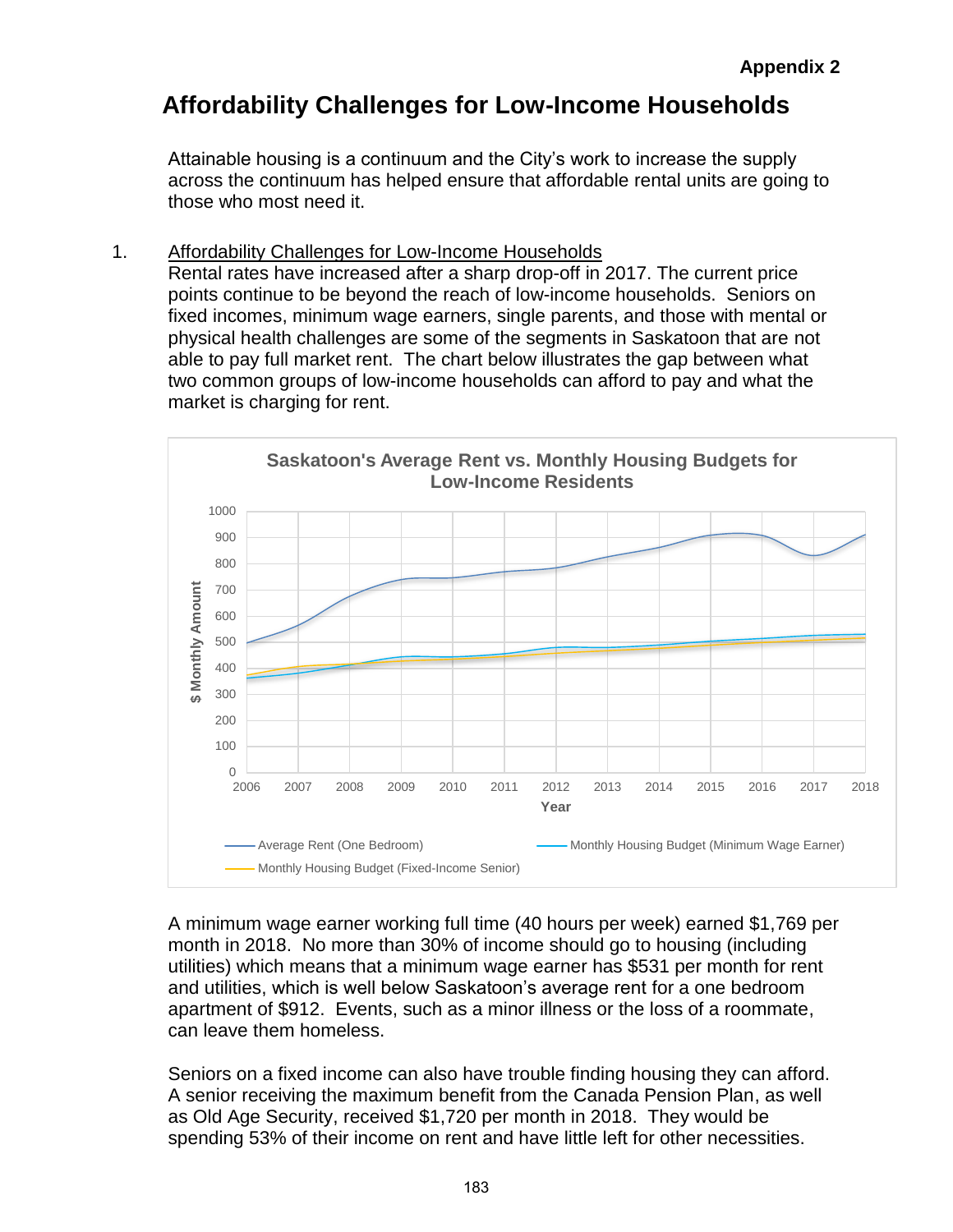**Appendix 2**

# Affordability Challenges for Low-Income Households

Attainable housing is a continuum and the City's work to increase the supply across the continuum has helped ensure that affordable rental units are going to those who most need it.

1. Affordability Challenges for Low-Income Households

Rental rates have increased after a sharp drop-off in 2017. The current price points continue to be beyond the reach of low-income households. Seniors on fixed incomes, minimum wage earners, single parents, and those with mental or physical health challenges are some of the segments in Saskatoon that are not able to pay full market rent. The chart below illustrates the gap between what two common groups of low-income households can afford to pay and what the market is charging for rent.

Saskatoon's Average Rent vs. Monthly Housing Budgets for Low-Income Residents

A minimum wage earner working full time (40 hours per week) earned $1,769 per month in 2018. No more than 30% of income should go to housing (including utilities) which means that a minimum wage earner has $531 per month for rent and utilities, which is well below Saskatoon's average rent for a one bedroom apartment of $912. Events, such as a minor illness or the loss of a roommate, can leave them homeless.

Seniors on a fixed income can also have trouble finding housing they can afford. A senior receiving the maximum benefit from the Canada Pension Plan, as well as Old Age Security, received $1,720 per month in 2018. They would be spending 53% of their income on rent and have little left for other necessities.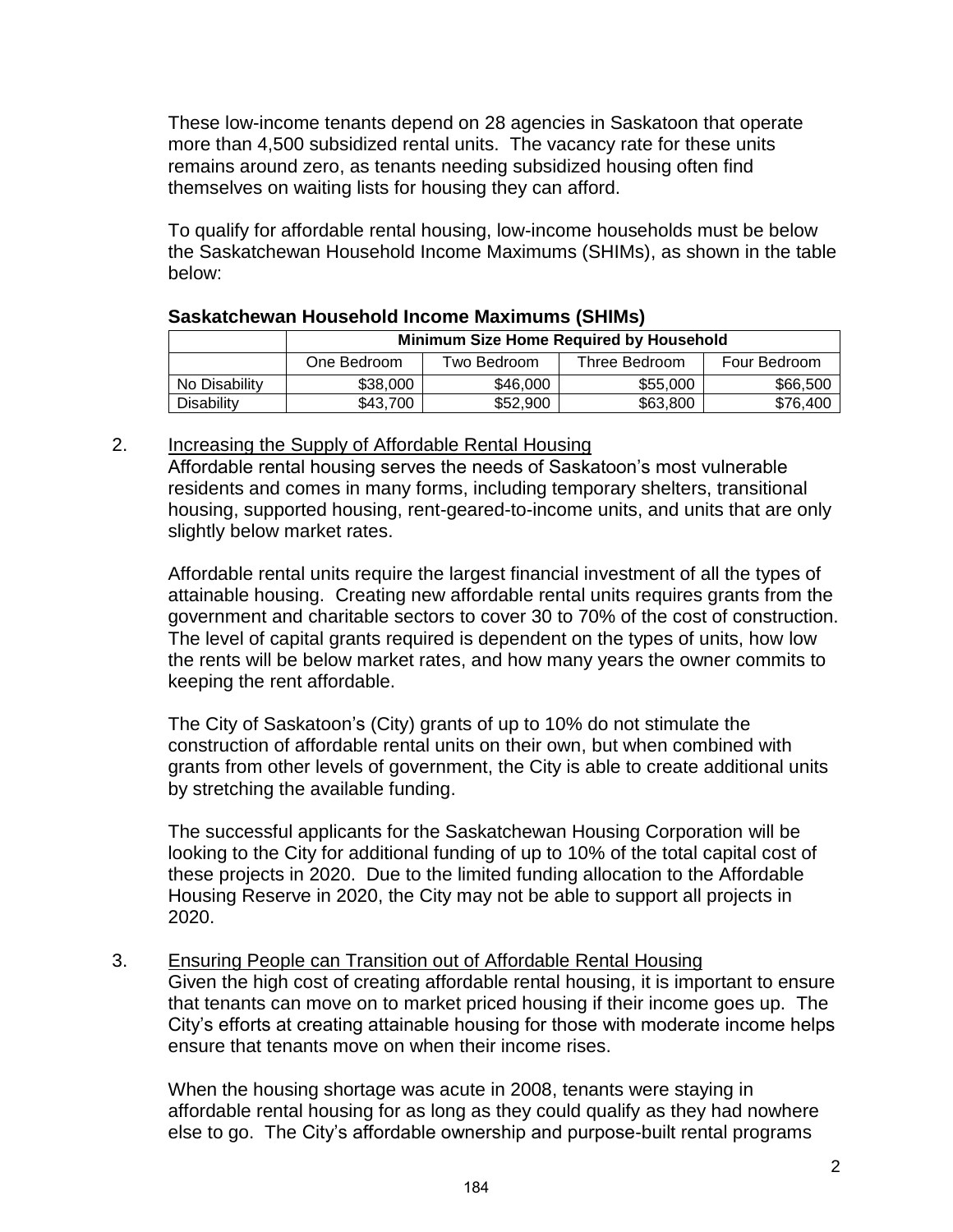These low-income tenants depend on 28 agencies in Saskatoon that operate more than 4,500 subsidized rental units. The vacancy rate for these units remains around zero, as tenants needing subsidized housing often find themselves on waiting lists for housing they can afford.

To qualify for affordable rental housing, low-income households must be below the Saskatchewan Household Income Maximums (SHIMs), as shown in the table below:

**Saskatchewan Household Income Maximums (SHIMs)**

| | Minimum Size Home Required by Household | | | |
|---|---|---|---|---|
| | One Bedroom | Two Bedroom | Three Bedroom | Four Bedroom |
| No Disability | $38,000 | $46,000 | $55,000 | $66,500 |
| Disability | $43,700 | $52,900 | $63,800 | $76,400 |

2. Increasing the Supply of Affordable Rental Housing

Affordable rental housing serves the needs of Saskatoon's most vulnerable residents and comes in many forms, including temporary shelters, transitional housing, supported housing, rent-geared-to-income units, and units that are only slightly below market rates.

Affordable rental units require the largest financial investment of all the types of attainable housing. Creating new affordable rental units requires grants from the government and charitable sectors to cover 30 to 70% of the cost of construction. The level of capital grants required is dependent on the types of units, how low the rents will be below market rates, and how many years the owner commits to keeping the rent affordable.

The City of Saskatoon's (City) grants of up to 10% do not stimulate the construction of affordable rental units on their own, but when combined with grants from other levels of government, the City is able to create additional units by stretching the available funding.

The successful applicants for the Saskatchewan Housing Corporation will be looking to the City for additional funding of up to 10% of the total capital cost of these projects in 2020. Due to the limited funding allocation to the Affordable Housing Reserve in 2020, the City may not be able to support all projects in 2020.

3. Ensuring People can Transition out of Affordable Rental Housing

Given the high cost of creating affordable rental housing, it is important to ensure that tenants can move on to market priced housing if their income goes up. The City's efforts at creating attainable housing for those with moderate income helps ensure that tenants move on when their income rises.

When the housing shortage was acute in 2008, tenants were staying in affordable rental housing for as long as they could qualify as they had nowhere else to go. The City's affordable ownership and purpose-built rental programs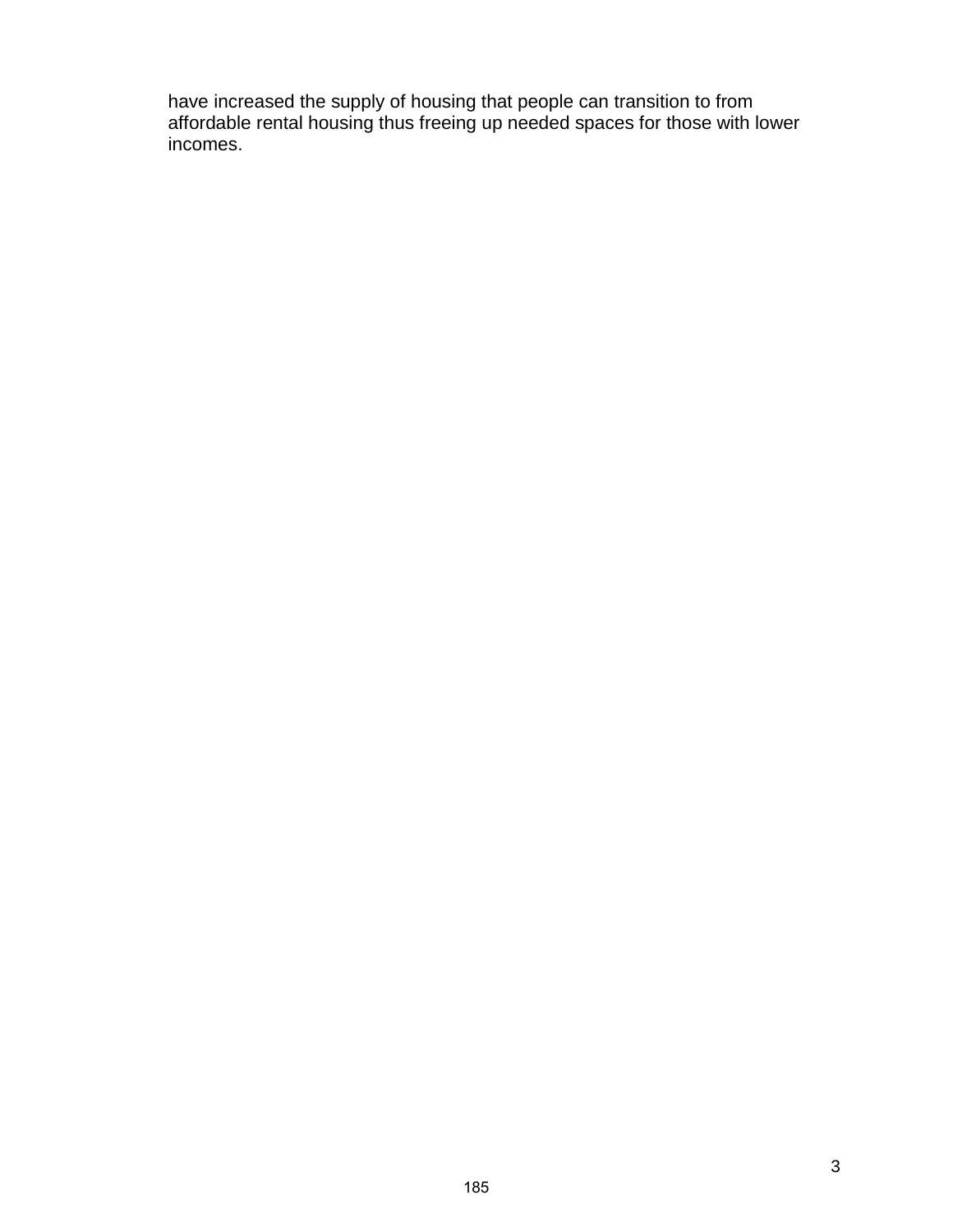have increased the supply of housing that people can transition to from affordable rental housing thus freeing up needed spaces for those with lower incomes.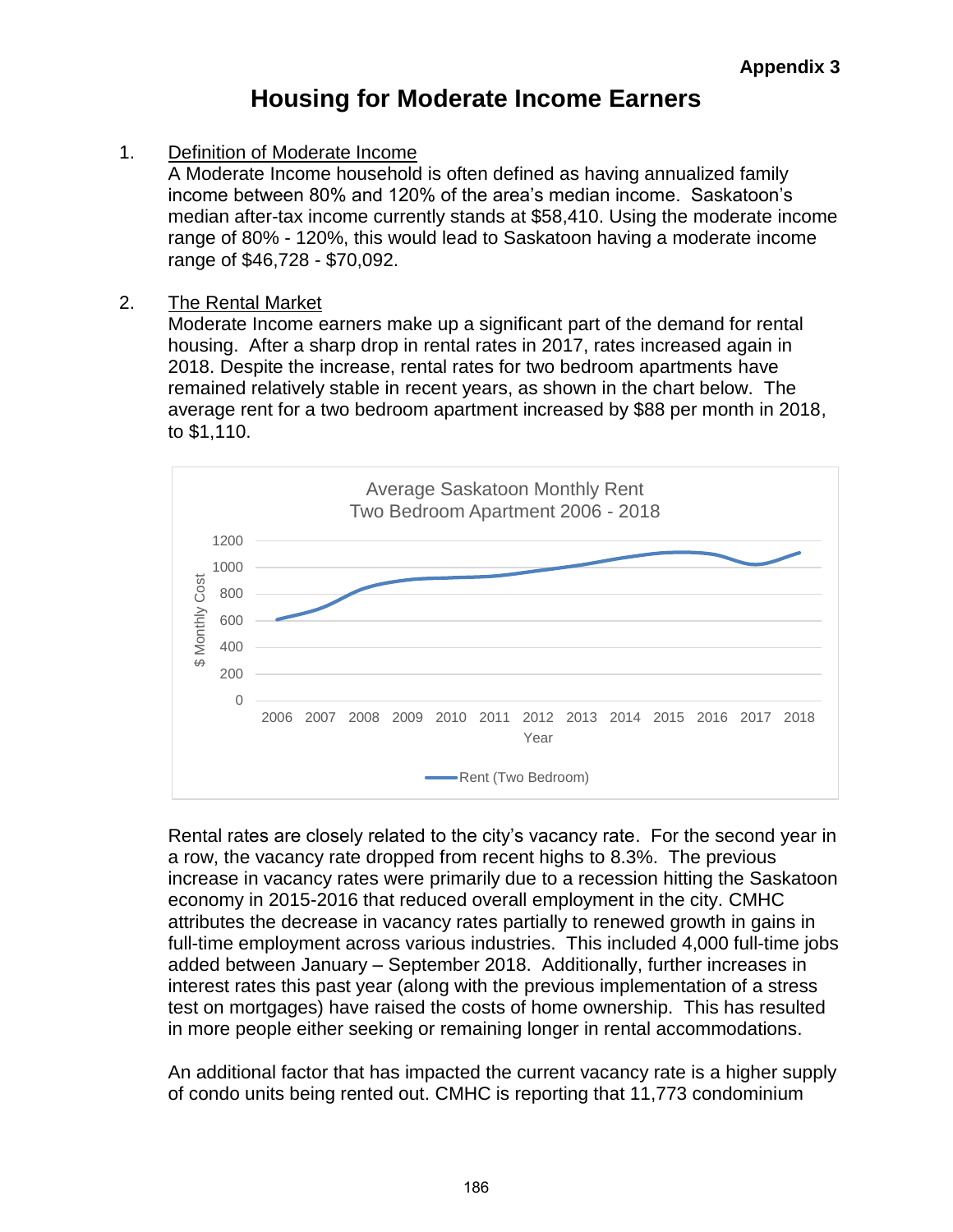**Appendix 3**

# Housing for Moderate Income Earners

1. Definition of Moderate Income

   A Moderate Income household is often defined as having annualized family income between 80% and 120% of the area's median income. Saskatoon's median after-tax income currently stands at $58,410. Using the moderate income range of 80% - 120%, this would lead to Saskatoon having a moderate income range of $46,728 - $70,092.

2. The Rental Market

   Moderate Income earners make up a significant part of the demand for rental housing. After a sharp drop in rental rates in 2017, rates increased again in 2018. Despite the increase, rental rates for two bedroom apartments have remained relatively stable in recent years, as shown in the chart below. The average rent for a two bedroom apartment increased by $88 per month in 2018, to $1,110.

   Average Saskatoon Monthly Rent
   Two Bedroom Apartment 2006 - 2018

   Rental rates are closely related to the city's vacancy rate. For the second year in a row, the vacancy rate dropped from recent highs to 8.3%. The previous increase in vacancy rates were primarily due to a recession hitting the Saskatoon economy in 2015-2016 that reduced overall employment in the city. CMHC attributes the decrease in vacancy rates partially to renewed growth in gains in full-time employment across various industries. This included 4,000 full-time jobs added between January – September 2018. Additionally, further increases in interest rates this past year (along with the previous implementation of a stress test on mortgages) have raised the costs of home ownership. This has resulted in more people either seeking or remaining longer in rental accommodations.

   An additional factor that has impacted the current vacancy rate is a higher supply of condo units being rented out. CMHC is reporting that 11,773 condominium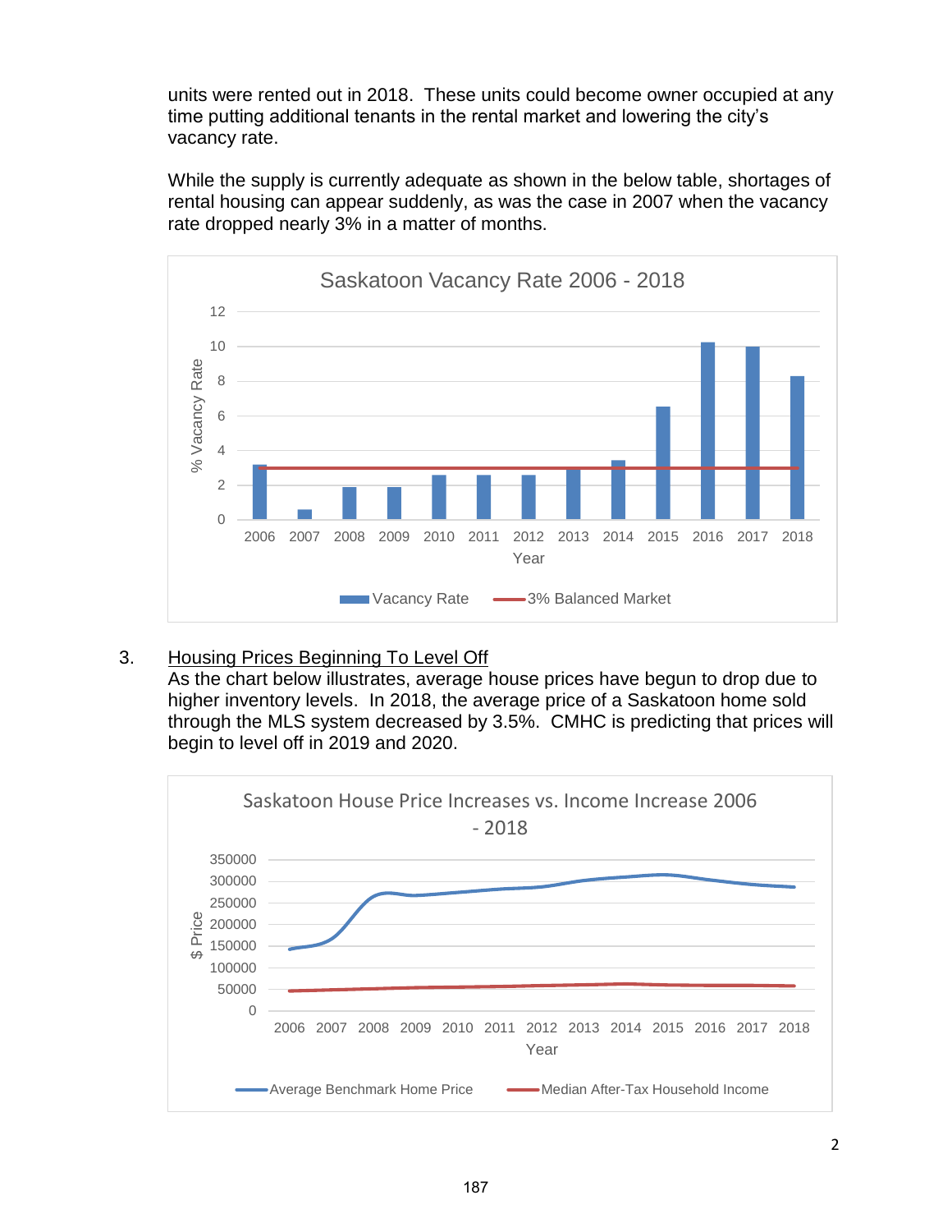units were rented out in 2018. These units could become owner occupied at any time putting additional tenants in the rental market and lowering the city's vacancy rate.

While the supply is currently adequate as shown in the below table, shortages of rental housing can appear suddenly, as was the case in 2007 when the vacancy rate dropped nearly 3% in a matter of months.

3. <u>Housing Prices Beginning To Level Off</u>

As the chart below illustrates, average house prices have begun to drop due to higher inventory levels. In 2018, the average price of a Saskatoon home sold through the MLS system decreased by 3.5%. CMHC is predicting that prices will begin to level off in 2019 and 2020.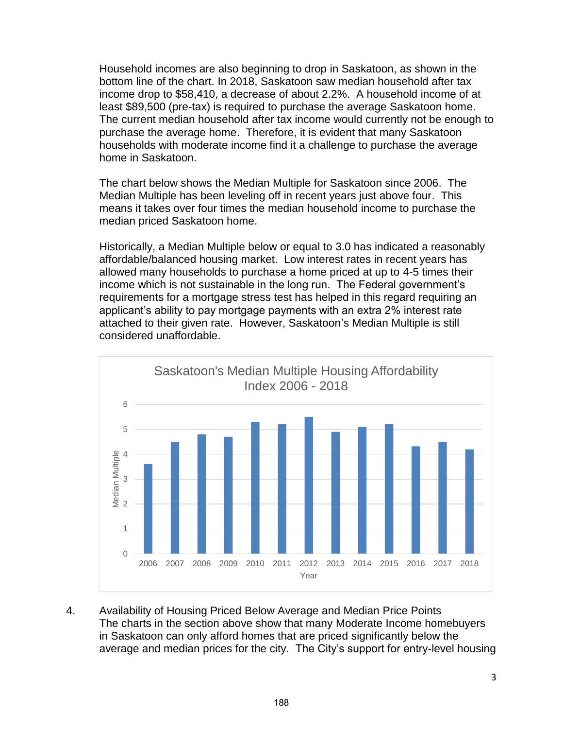Household incomes are also beginning to drop in Saskatoon, as shown in the bottom line of the chart. In 2018, Saskatoon saw median household after tax income drop to $58,410, a decrease of about 2.2%. A household income of at least $89,500 (pre-tax) is required to purchase the average Saskatoon home. The current median household after tax income would currently not be enough to purchase the average home. Therefore, it is evident that many Saskatoon households with moderate income find it a challenge to purchase the average home in Saskatoon.

The chart below shows the Median Multiple for Saskatoon since 2006. The Median Multiple has been leveling off in recent years just above four. This means it takes over four times the median household income to purchase the median priced Saskatoon home.

Historically, a Median Multiple below or equal to 3.0 has indicated a reasonably affordable/balanced housing market. Low interest rates in recent years has allowed many households to purchase a home priced at up to 4-5 times their income which is not sustainable in the long run. The Federal government's requirements for a mortgage stress test has helped in this regard requiring an applicant's ability to pay mortgage payments with an extra 2% interest rate attached to their given rate. However, Saskatoon's Median Multiple is still considered unaffordable.

Saskatoon's Median Multiple Housing Affordability Index 2006 - 2018

4. Availability of Housing Priced Below Average and Median Price Points

The charts in the section above show that many Moderate Income homebuyers in Saskatoon can only afford homes that are priced significantly below the average and median prices for the city. The City's support for entry-level housing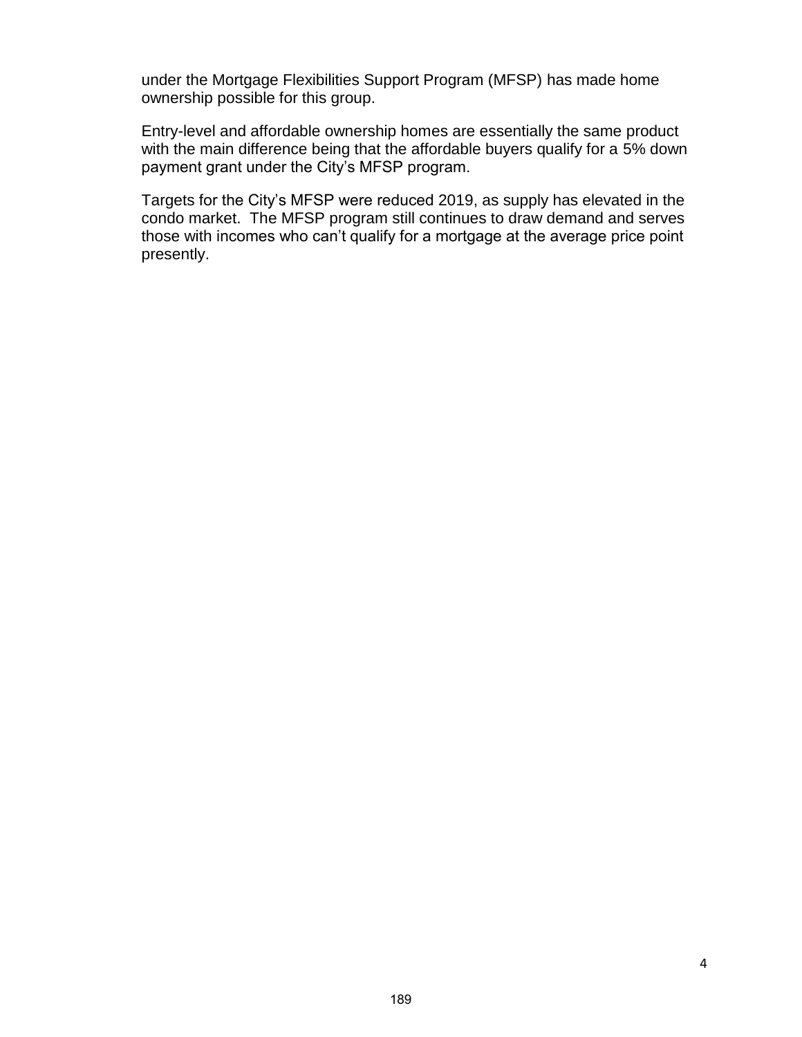under the Mortgage Flexibilities Support Program (MFSP) has made home ownership possible for this group.

Entry-level and affordable ownership homes are essentially the same product with the main difference being that the affordable buyers qualify for a 5% down payment grant under the City's MFSP program.

Targets for the City's MFSP were reduced 2019, as supply has elevated in the condo market. The MFSP program still continues to draw demand and serves those with incomes who can't qualify for a mortgage at the average price point presently.